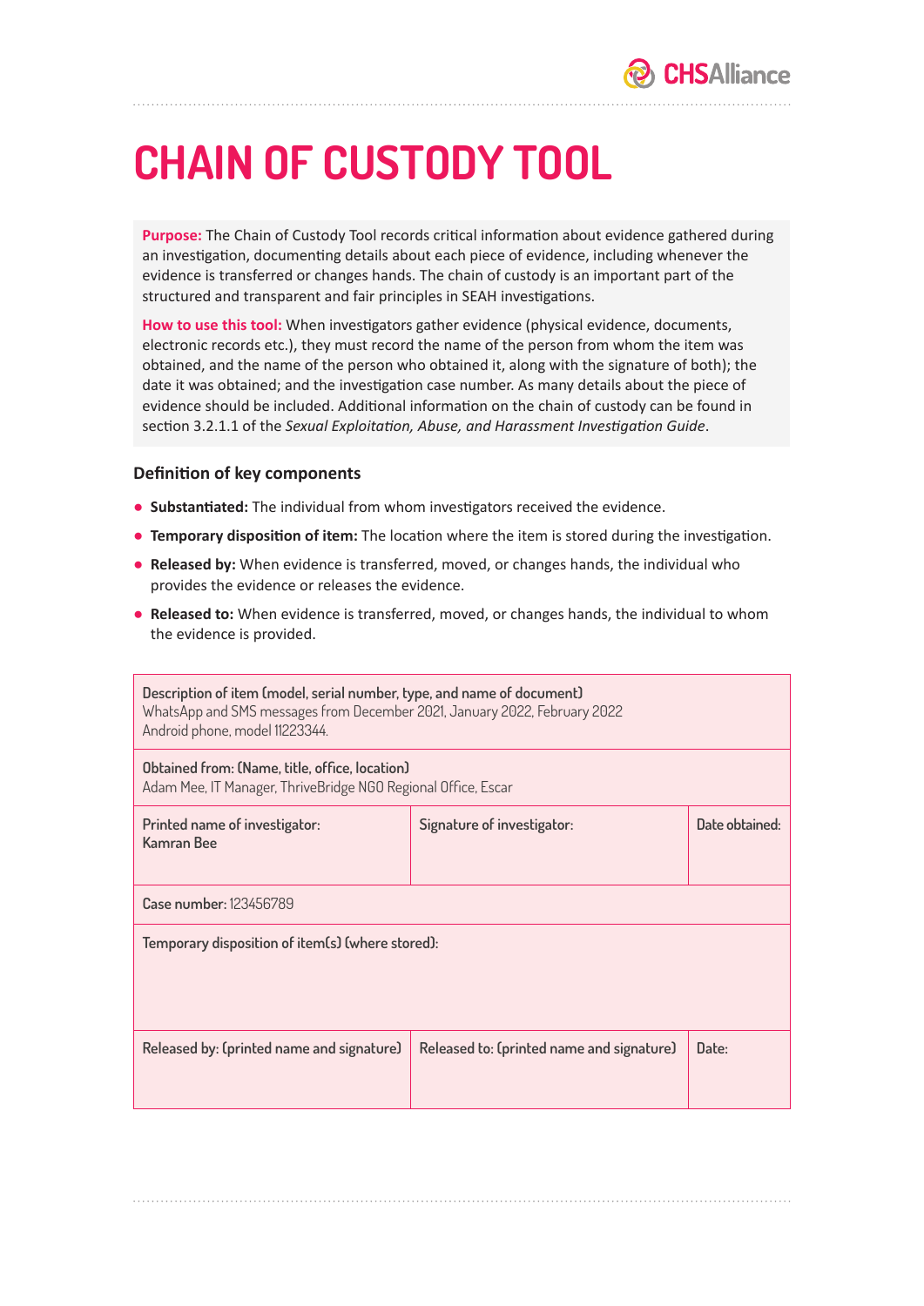# CHAIN OF CUSTODY TOOL

**Purpose:** The Chain of Custody Tool records critical information about evidence gathered during an investigation, documenting details about each piece of evidence, including whenever the evidence is transferred or changes hands. The chain of custody is an important part of the structured and transparent and fair principles in SEAH investigations.

**How to use this tool:** When investigators gather evidence (physical evidence, documents, electronic records etc.), they must record the name of the person from whom the item was obtained, and the name of the person who obtained it, along with the signature of both); the date it was obtained; and the investigation case number. As many details about the piece of evidence should be included. Additional information on the chain of custody can be found in section 3.2.1.1 of the *Sexual Exploitation, Abuse, and Harassment Investigation Guide*.

### Definition of key components

- **Substantiated:** The individual from whom investigators received the evidence.
- **Temporary disposition of item:** The location where the item is stored during the investigation.
- **Released by:** When evidence is transferred, moved, or changes hands, the individual who provides the evidence or releases the evidence.
- **Released to:** When evidence is transferred, moved, or changes hands, the individual to whom the evidence is provided.

| | | |
|---|---|---|
| **Description of item (model, serial number, type, and name of document)**<br>WhatsApp and SMS messages from December 2021, January 2022, February 2022<br>Android phone, model 11223344. | | |
| **Obtained from: (Name, title, office, location)**<br>Adam Mee, IT Manager, ThriveBridge NGO Regional Office, Escar | | |
| **Printed name of investigator:**<br>Kamran Bee | **Signature of investigator:** | **Date obtained:** |
| **Case number:** 123456789 | | |
| **Temporary disposition of item(s) (where stored):** | | |
| **Released by: (printed name and signature)** | **Released to: (printed name and signature)** | **Date:** |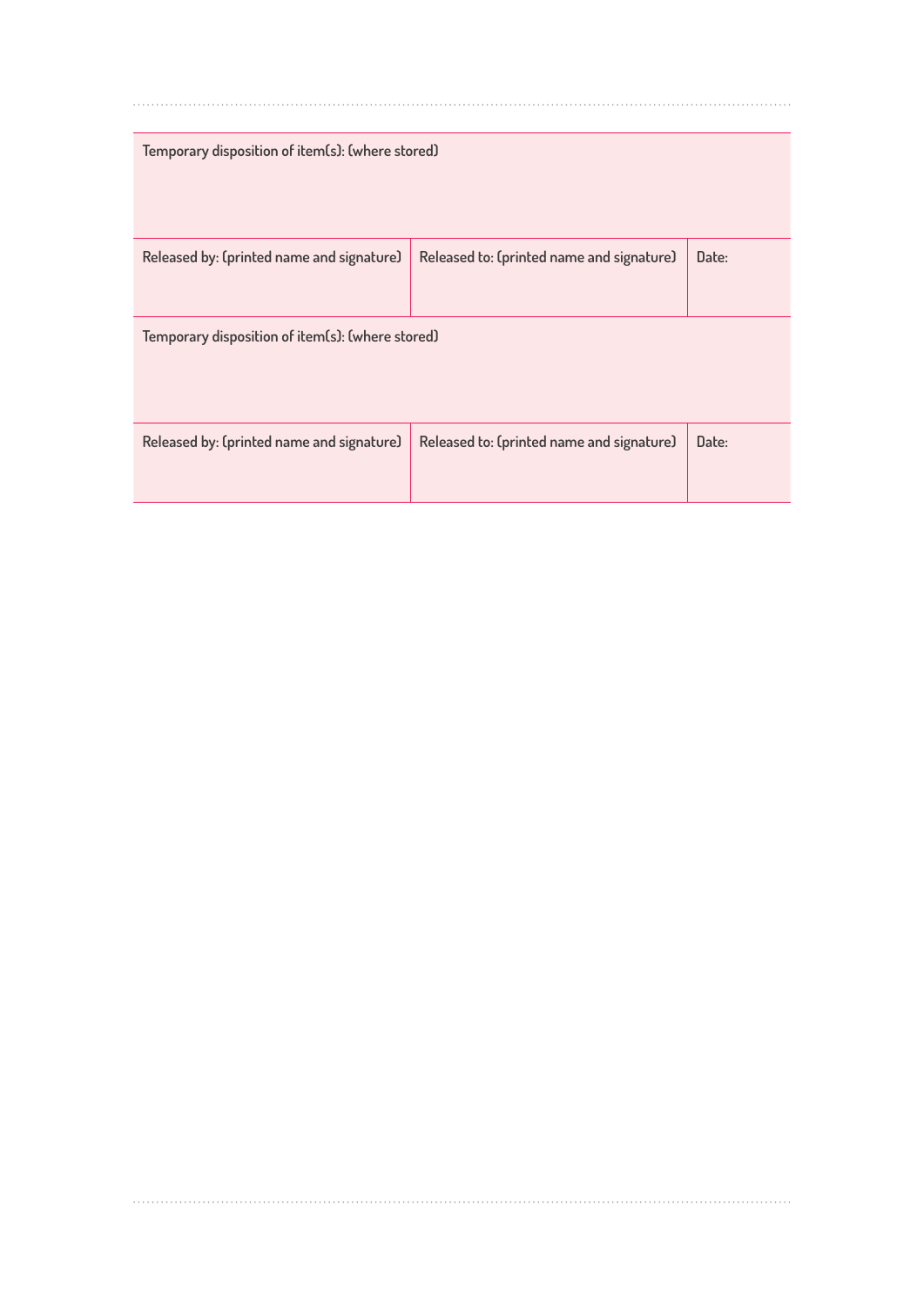| | | |
|---|---|---|
| Temporary disposition of item(s): (where stored) | | |
| Released by: (printed name and signature) | Released to: (printed name and signature) | Date: |
| Temporary disposition of item(s): (where stored) | | |
| Released by: (printed name and signature) | Released to: (printed name and signature) | Date: |